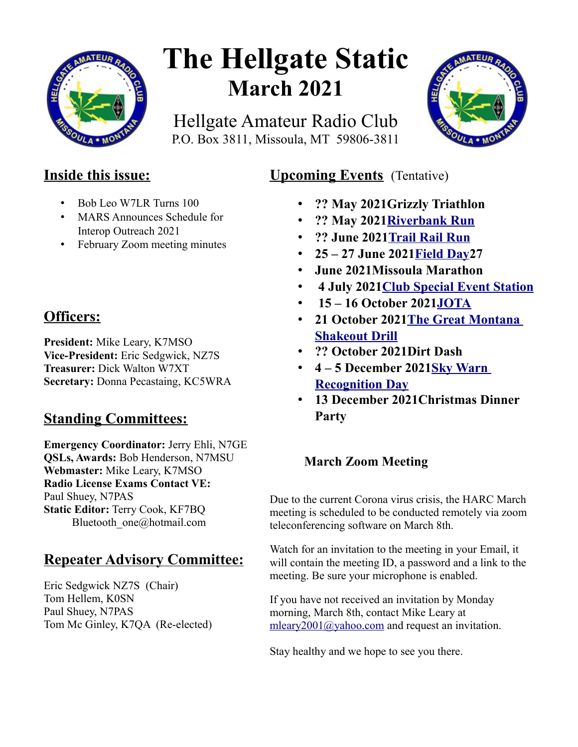# The Hellgate Static

## March 2021

Hellgate Amateur Radio Club
P.O. Box 3811, Missoula, MT 59806-3811

## Inside this issue:

- Bob Leo W7LR Turns 100
- MARS Announces Schedule for Interop Outreach 2021
- February Zoom meeting minutes

## Officers:

**President:** Mike Leary, K7MSO
**Vice-President:** Eric Sedgwick, NZ7S
**Treasurer:** Dick Walton W7XT
**Secretary:** Donna Pecastaing, KC5WRA

## Standing Committees:

**Emergency Coordinator:** Jerry Ehli, N7GE
**QSLs, Awards:** Bob Henderson, N7MSU
**Webmaster:** Mike Leary, K7MSO
**Radio License Exams Contact VE:** Paul Shuey, N7PAS
**Static Editor:** Terry Cook, KF7BQ
Bluetooth_one@hotmail.com

## Repeater Advisory Committee:

Eric Sedgwick NZ7S (Chair)
Tom Hellem, K0SN
Paul Shuey, N7PAS
Tom Mc Ginley, K7QA (Re-elected)

## Upcoming Events (Tentative)

- **?? May 2021Grizzly Triathlon**
- **?? May 2021Riverbank Run**
- **?? June 2021Trail Rail Run**
- **25 – 27 June 2021Field Day27**
- **June 2021Missoula Marathon**
- **4 July 2021Club Special Event Station**
- **15 – 16 October 2021JOTA**
- **21 October 2021The Great Montana Shakeout Drill**
- **?? October 2021Dirt Dash**
- **4 – 5 December 2021Sky Warn Recognition Day**
- **13 December 2021Christmas Dinner Party**

### March Zoom Meeting

Due to the current Corona virus crisis, the HARC March meeting is scheduled to be conducted remotely via zoom teleconferencing software on March 8th.

Watch for an invitation to the meeting in your Email, it will contain the meeting ID, a password and a link to the meeting. Be sure your microphone is enabled.

If you have not received an invitation by Monday morning, March 8th, contact Mike Leary at mleary2001@yahoo.com and request an invitation.

Stay healthy and we hope to see you there.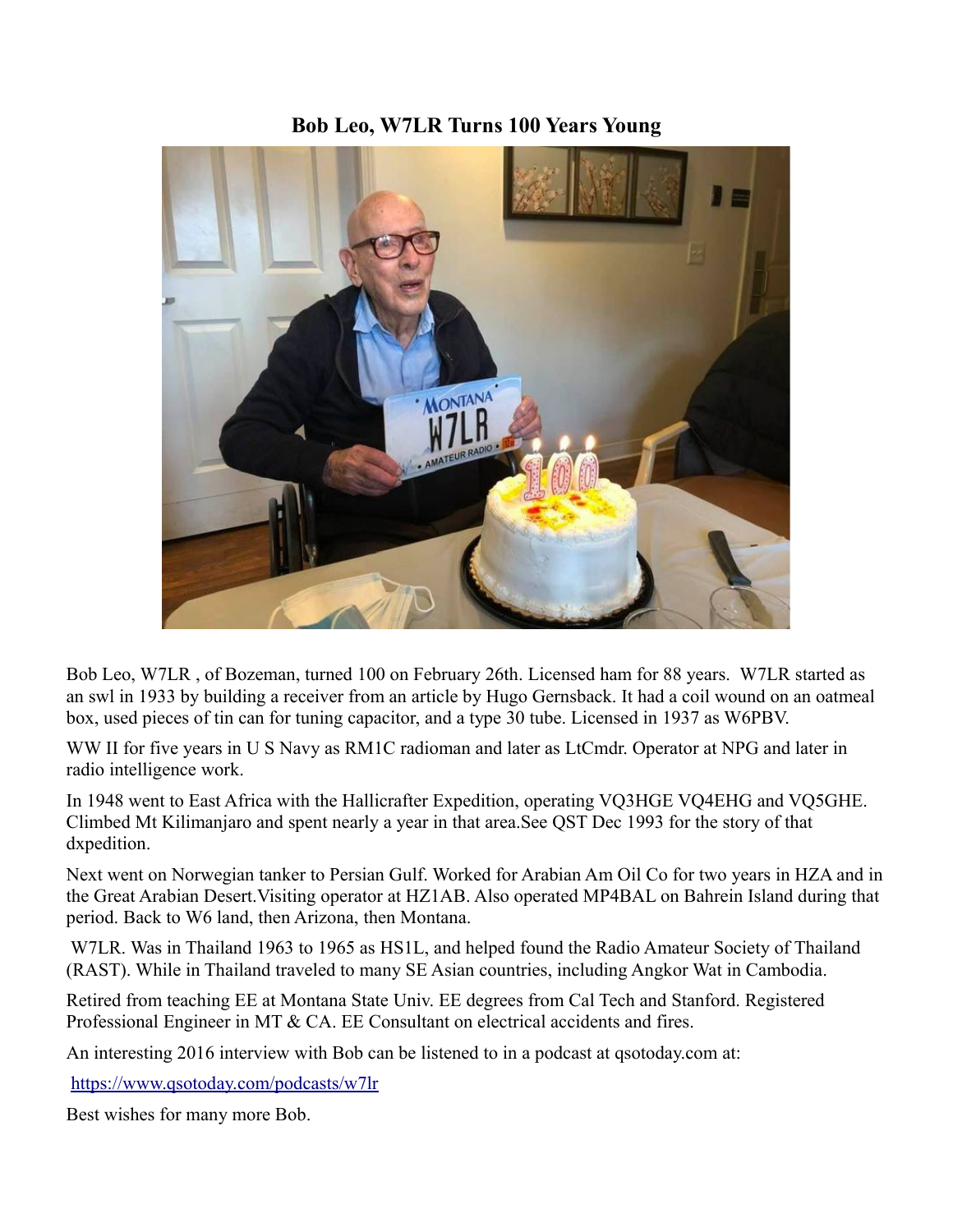# Bob Leo, W7LR Turns 100 Years Young

Bob Leo, W7LR , of Bozeman, turned 100 on February 26th. Licensed ham for 88 years. W7LR started as an swl in 1933 by building a receiver from an article by Hugo Gernsback. It had a coil wound on an oatmeal box, used pieces of tin can for tuning capacitor, and a type 30 tube. Licensed in 1937 as W6PBV.

WW II for five years in U S Navy as RM1C radioman and later as LtCmdr. Operator at NPG and later in radio intelligence work.

In 1948 went to East Africa with the Hallicrafter Expedition, operating VQ3HGE VQ4EHG and VQ5GHE. Climbed Mt Kilimanjaro and spent nearly a year in that area.See QST Dec 1993 for the story of that dxpedition.

Next went on Norwegian tanker to Persian Gulf. Worked for Arabian Am Oil Co for two years in HZA and in the Great Arabian Desert.Visiting operator at HZ1AB. Also operated MP4BAL on Bahrein Island during that period. Back to W6 land, then Arizona, then Montana.

W7LR. Was in Thailand 1963 to 1965 as HS1L, and helped found the Radio Amateur Society of Thailand (RAST). While in Thailand traveled to many SE Asian countries, including Angkor Wat in Cambodia.

Retired from teaching EE at Montana State Univ. EE degrees from Cal Tech and Stanford. Registered Professional Engineer in MT & CA. EE Consultant on electrical accidents and fires.

An interesting 2016 interview with Bob can be listened to in a podcast at qsotoday.com at:

https://www.qsotoday.com/podcasts/w7lr

Best wishes for many more Bob.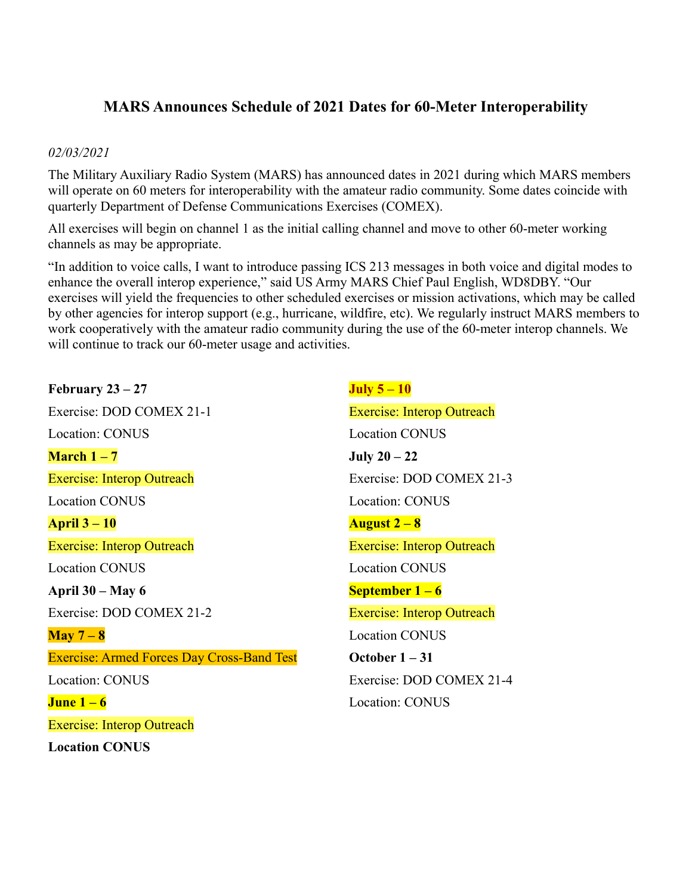## MARS Announces Schedule of 2021 Dates for 60-Meter Interoperability

*02/03/2021*

The Military Auxiliary Radio System (MARS) has announced dates in 2021 during which MARS members will operate on 60 meters for interoperability with the amateur radio community. Some dates coincide with quarterly Department of Defense Communications Exercises (COMEX).

All exercises will begin on channel 1 as the initial calling channel and move to other 60-meter working channels as may be appropriate.

"In addition to voice calls, I want to introduce passing ICS 213 messages in both voice and digital modes to enhance the overall interop experience," said US Army MARS Chief Paul English, WD8DBY. "Our exercises will yield the frequencies to other scheduled exercises or mission activations, which may be called by other agencies for interop support (e.g., hurricane, wildfire, etc). We regularly instruct MARS members to work cooperatively with the amateur radio community during the use of the 60-meter interop channels. We will continue to track our 60-meter usage and activities.

**February 23 – 27**

Exercise: DOD COMEX 21-1

Location: CONUS

**March 1 – 7**

Exercise: Interop Outreach

Location CONUS

**April 3 – 10**

Exercise: Interop Outreach

Location CONUS

**April 30 – May 6**

Exercise: DOD COMEX 21-2

**May 7 – 8**

Exercise: Armed Forces Day Cross-Band Test

Location: CONUS

**June 1 – 6**

Exercise: Interop Outreach

**Location CONUS**

**July 5 – 10**

Exercise: Interop Outreach

Location CONUS

**July 20 – 22**

Exercise: DOD COMEX 21-3

Location: CONUS

**August 2 – 8**

Exercise: Interop Outreach

Location CONUS

**September 1 – 6**

Exercise: Interop Outreach

Location CONUS

**October 1 – 31**

Exercise: DOD COMEX 21-4

Location: CONUS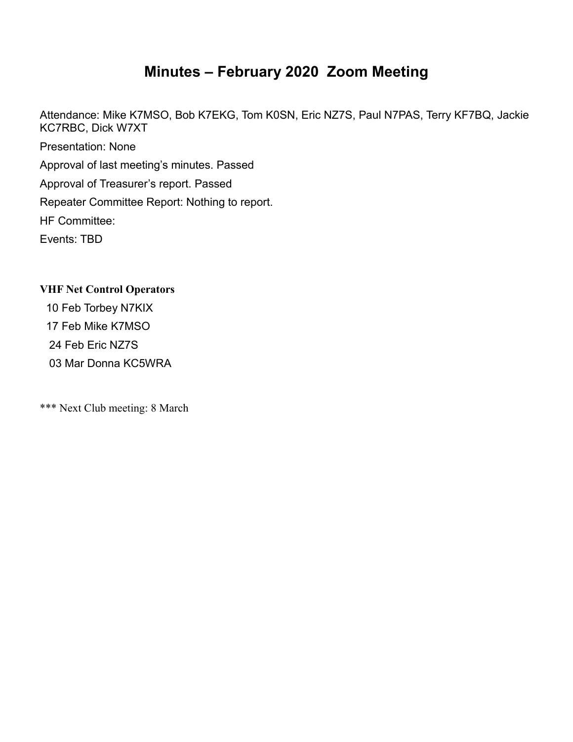# Minutes – February 2020 Zoom Meeting

Attendance: Mike K7MSO, Bob K7EKG, Tom K0SN, Eric NZ7S, Paul N7PAS, Terry KF7BQ, Jackie KC7RBC, Dick W7XT

Presentation: None

Approval of last meeting's minutes. Passed

Approval of Treasurer's report. Passed

Repeater Committee Report: Nothing to report.

HF Committee:

Events: TBD

**VHF Net Control Operators**

10 Feb Torbey N7KIX

17 Feb Mike K7MSO

24 Feb Eric NZ7S

03 Mar Donna KC5WRA

*** Next Club meeting: 8 March